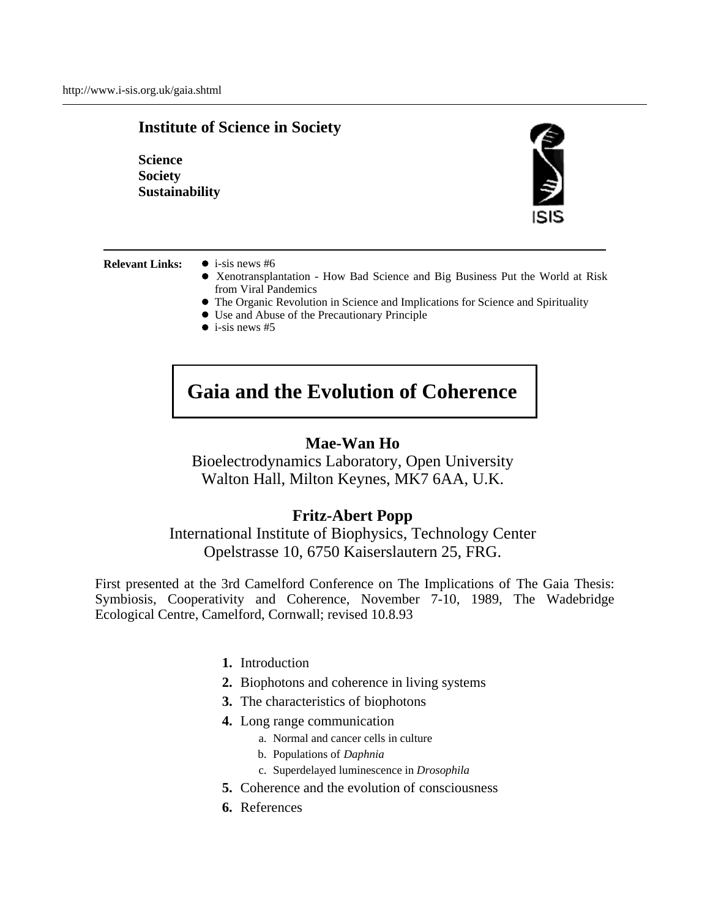http://www.i-sis.org.uk/gaia.shtml

**Institute of Science in Society**

**Science**
**Society**
**Sustainability**

**Relevant Links:**

- i-sis news #6
- Xenotransplantation - How Bad Science and Big Business Put the World at Risk from Viral Pandemics
- The Organic Revolution in Science and Implications for Science and Spirituality
- Use and Abuse of the Precautionary Principle
- i-sis news #5

# Gaia and the Evolution of Coherence

**Mae-Wan Ho**
Bioelectrodynamics Laboratory, Open University
Walton Hall, Milton Keynes, MK7 6AA, U.K.

**Fritz-Abert Popp**
International Institute of Biophysics, Technology Center
Opelstrasse 10, 6750 Kaiserslautern 25, FRG.

First presented at the 3rd Camelford Conference on The Implications of The Gaia Thesis: Symbiosis, Cooperativity and Coherence, November 7-10, 1989, The Wadebridge Ecological Centre, Camelford, Cornwall; revised 10.8.93

1. Introduction
2. Biophotons and coherence in living systems
3. The characteristics of biophotons
4. Long range communication
   a. Normal and cancer cells in culture
   b. Populations of *Daphnia*
   c. Superdelayed luminescence in *Drosophila*
5. Coherence and the evolution of consciousness
6. References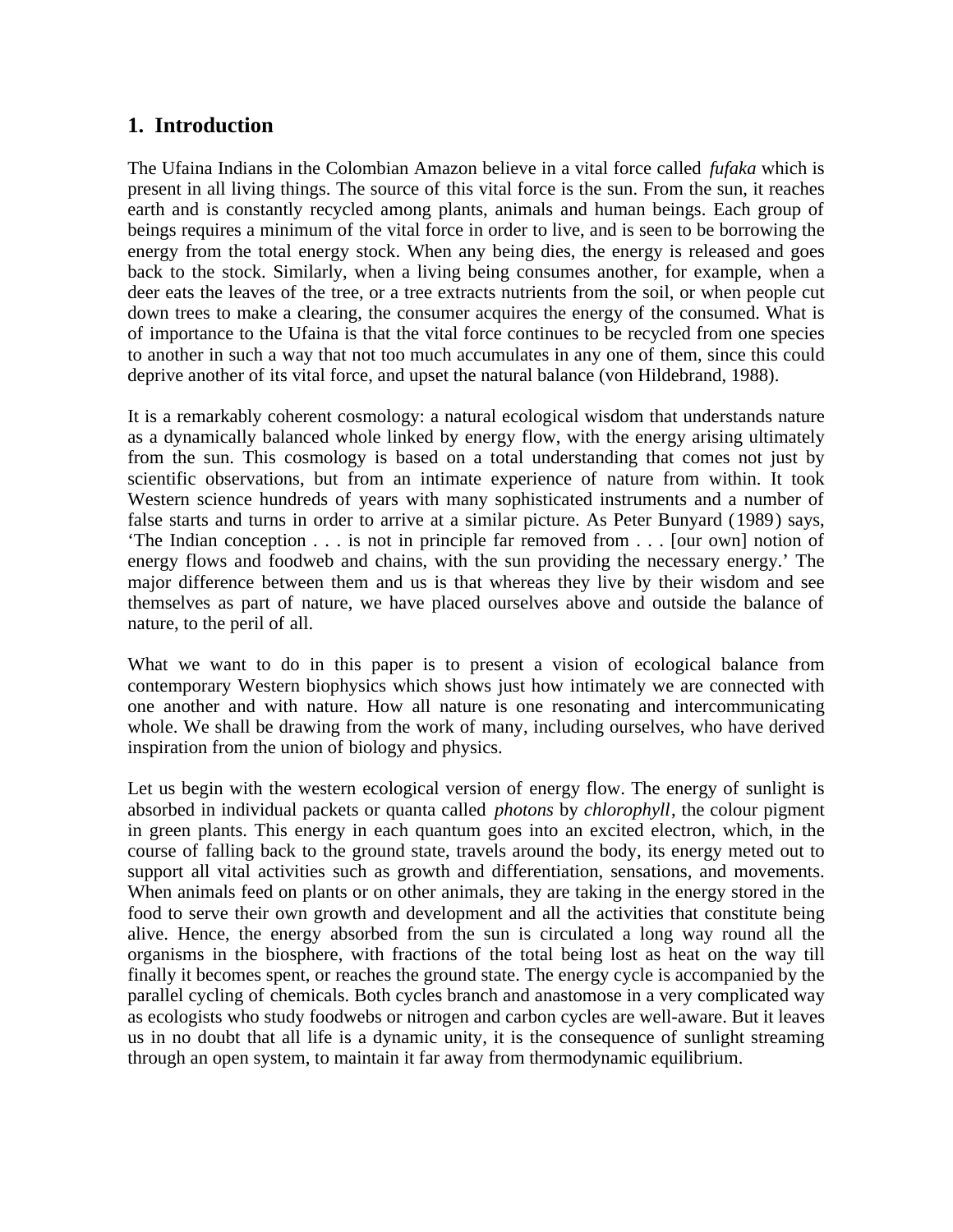## 1. Introduction

The Ufaina Indians in the Colombian Amazon believe in a vital force called *fufaka* which is present in all living things. The source of this vital force is the sun. From the sun, it reaches earth and is constantly recycled among plants, animals and human beings. Each group of beings requires a minimum of the vital force in order to live, and is seen to be borrowing the energy from the total energy stock. When any being dies, the energy is released and goes back to the stock. Similarly, when a living being consumes another, for example, when a deer eats the leaves of the tree, or a tree extracts nutrients from the soil, or when people cut down trees to make a clearing, the consumer acquires the energy of the consumed. What is of importance to the Ufaina is that the vital force continues to be recycled from one species to another in such a way that not too much accumulates in any one of them, since this could deprive another of its vital force, and upset the natural balance (von Hildebrand, 1988).

It is a remarkably coherent cosmology: a natural ecological wisdom that understands nature as a dynamically balanced whole linked by energy flow, with the energy arising ultimately from the sun. This cosmology is based on a total understanding that comes not just by scientific observations, but from an intimate experience of nature from within. It took Western science hundreds of years with many sophisticated instruments and a number of false starts and turns in order to arrive at a similar picture. As Peter Bunyard (1989) says, 'The Indian conception . . . is not in principle far removed from . . . [our own] notion of energy flows and foodweb and chains, with the sun providing the necessary energy.' The major difference between them and us is that whereas they live by their wisdom and see themselves as part of nature, we have placed ourselves above and outside the balance of nature, to the peril of all.

What we want to do in this paper is to present a vision of ecological balance from contemporary Western biophysics which shows just how intimately we are connected with one another and with nature. How all nature is one resonating and intercommunicating whole. We shall be drawing from the work of many, including ourselves, who have derived inspiration from the union of biology and physics.

Let us begin with the western ecological version of energy flow. The energy of sunlight is absorbed in individual packets or quanta called *photons* by *chlorophyll*, the colour pigment in green plants. This energy in each quantum goes into an excited electron, which, in the course of falling back to the ground state, travels around the body, its energy meted out to support all vital activities such as growth and differentiation, sensations, and movements. When animals feed on plants or on other animals, they are taking in the energy stored in the food to serve their own growth and development and all the activities that constitute being alive. Hence, the energy absorbed from the sun is circulated a long way round all the organisms in the biosphere, with fractions of the total being lost as heat on the way till finally it becomes spent, or reaches the ground state. The energy cycle is accompanied by the parallel cycling of chemicals. Both cycles branch and anastomose in a very complicated way as ecologists who study foodwebs or nitrogen and carbon cycles are well-aware. But it leaves us in no doubt that all life is a dynamic unity, it is the consequence of sunlight streaming through an open system, to maintain it far away from thermodynamic equilibrium.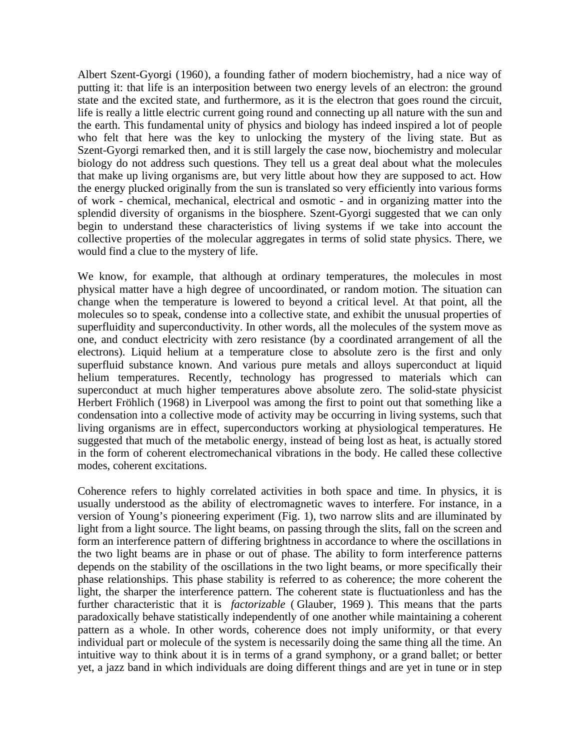Albert Szent-Gyorgi (1960), a founding father of modern biochemistry, had a nice way of putting it: that life is an interposition between two energy levels of an electron: the ground state and the excited state, and furthermore, as it is the electron that goes round the circuit, life is really a little electric current going round and connecting up all nature with the sun and the earth. This fundamental unity of physics and biology has indeed inspired a lot of people who felt that here was the key to unlocking the mystery of the living state. But as Szent-Gyorgi remarked then, and it is still largely the case now, biochemistry and molecular biology do not address such questions. They tell us a great deal about what the molecules that make up living organisms are, but very little about how they are supposed to act. How the energy plucked originally from the sun is translated so very efficiently into various forms of work - chemical, mechanical, electrical and osmotic - and in organizing matter into the splendid diversity of organisms in the biosphere. Szent-Gyorgi suggested that we can only begin to understand these characteristics of living systems if we take into account the collective properties of the molecular aggregates in terms of solid state physics. There, we would find a clue to the mystery of life.

We know, for example, that although at ordinary temperatures, the molecules in most physical matter have a high degree of uncoordinated, or random motion. The situation can change when the temperature is lowered to beyond a critical level. At that point, all the molecules so to speak, condense into a collective state, and exhibit the unusual properties of superfluidity and superconductivity. In other words, all the molecules of the system move as one, and conduct electricity with zero resistance (by a coordinated arrangement of all the electrons). Liquid helium at a temperature close to absolute zero is the first and only superfluid substance known. And various pure metals and alloys superconduct at liquid helium temperatures. Recently, technology has progressed to materials which can superconduct at much higher temperatures above absolute zero. The solid-state physicist Herbert Fröhlich (1968) in Liverpool was among the first to point out that something like a condensation into a collective mode of activity may be occurring in living systems, such that living organisms are in effect, superconductors working at physiological temperatures. He suggested that much of the metabolic energy, instead of being lost as heat, is actually stored in the form of coherent electromechanical vibrations in the body. He called these collective modes, coherent excitations.

Coherence refers to highly correlated activities in both space and time. In physics, it is usually understood as the ability of electromagnetic waves to interfere. For instance, in a version of Young's pioneering experiment (Fig. 1), two narrow slits and are illuminated by light from a light source. The light beams, on passing through the slits, fall on the screen and form an interference pattern of differing brightness in accordance to where the oscillations in the two light beams are in phase or out of phase. The ability to form interference patterns depends on the stability of the oscillations in the two light beams, or more specifically their phase relationships. This phase stability is referred to as coherence; the more coherent the light, the sharper the interference pattern. The coherent state is fluctuationless and has the further characteristic that it is *factorizable* (Glauber, 1969). This means that the parts paradoxically behave statistically independently of one another while maintaining a coherent pattern as a whole. In other words, coherence does not imply uniformity, or that every individual part or molecule of the system is necessarily doing the same thing all the time. An intuitive way to think about it is in terms of a grand symphony, or a grand ballet; or better yet, a jazz band in which individuals are doing different things and are yet in tune or in step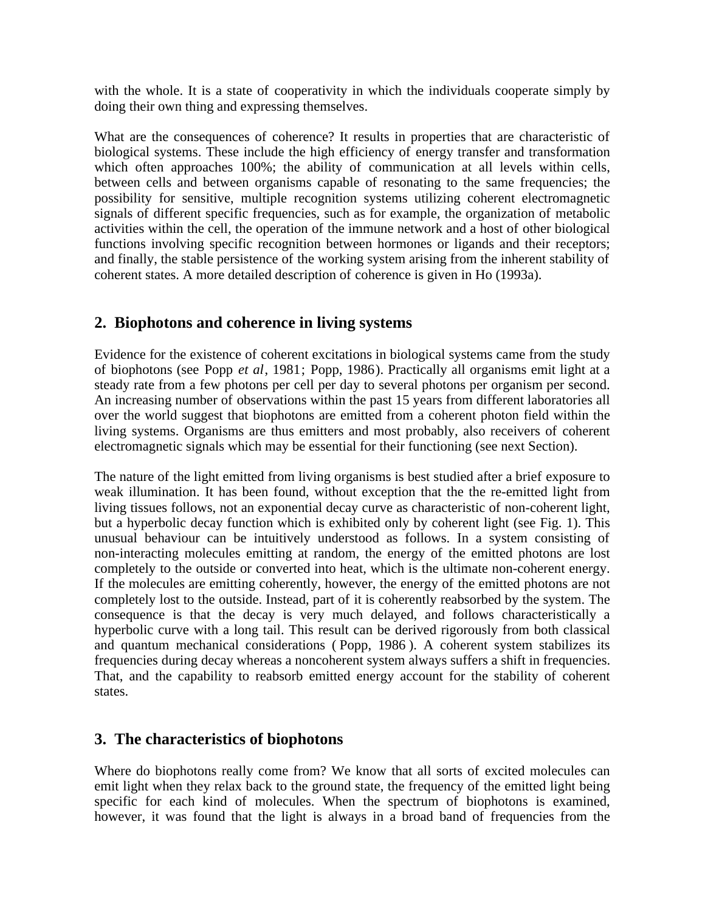with the whole. It is a state of cooperativity in which the individuals cooperate simply by doing their own thing and expressing themselves.

What are the consequences of coherence? It results in properties that are characteristic of biological systems. These include the high efficiency of energy transfer and transformation which often approaches 100%; the ability of communication at all levels within cells, between cells and between organisms capable of resonating to the same frequencies; the possibility for sensitive, multiple recognition systems utilizing coherent electromagnetic signals of different specific frequencies, such as for example, the organization of metabolic activities within the cell, the operation of the immune network and a host of other biological functions involving specific recognition between hormones or ligands and their receptors; and finally, the stable persistence of the working system arising from the inherent stability of coherent states. A more detailed description of coherence is given in Ho (1993a).

## 2. Biophotons and coherence in living systems

Evidence for the existence of coherent excitations in biological systems came from the study of biophotons (see Popp *et al*, 1981; Popp, 1986). Practically all organisms emit light at a steady rate from a few photons per cell per day to several photons per organism per second. An increasing number of observations within the past 15 years from different laboratories all over the world suggest that biophotons are emitted from a coherent photon field within the living systems. Organisms are thus emitters and most probably, also receivers of coherent electromagnetic signals which may be essential for their functioning (see next Section).

The nature of the light emitted from living organisms is best studied after a brief exposure to weak illumination. It has been found, without exception that the the re-emitted light from living tissues follows, not an exponential decay curve as characteristic of non-coherent light, but a hyperbolic decay function which is exhibited only by coherent light (see Fig. 1). This unusual behaviour can be intuitively understood as follows. In a system consisting of non-interacting molecules emitting at random, the energy of the emitted photons are lost completely to the outside or converted into heat, which is the ultimate non-coherent energy. If the molecules are emitting coherently, however, the energy of the emitted photons are not completely lost to the outside. Instead, part of it is coherently reabsorbed by the system. The consequence is that the decay is very much delayed, and follows characteristically a hyperbolic curve with a long tail. This result can be derived rigorously from both classical and quantum mechanical considerations ( Popp, 1986 ). A coherent system stabilizes its frequencies during decay whereas a noncoherent system always suffers a shift in frequencies. That, and the capability to reabsorb emitted energy account for the stability of coherent states.

## 3. The characteristics of biophotons

Where do biophotons really come from? We know that all sorts of excited molecules can emit light when they relax back to the ground state, the frequency of the emitted light being specific for each kind of molecules. When the spectrum of biophotons is examined, however, it was found that the light is always in a broad band of frequencies from the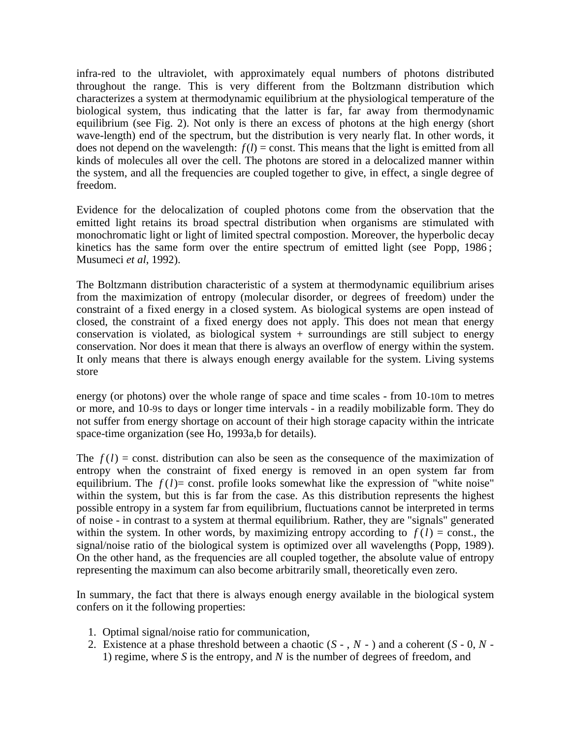infra-red to the ultraviolet, with approximately equal numbers of photons distributed throughout the range. This is very different from the Boltzmann distribution which characterizes a system at thermodynamic equilibrium at the physiological temperature of the biological system, thus indicating that the latter is far, far away from thermodynamic equilibrium (see Fig. 2). Not only is there an excess of photons at the high energy (short wave-length) end of the spectrum, but the distribution is very nearly flat. In other words, it does not depend on the wavelength: $f(l)$ = const. This means that the light is emitted from all kinds of molecules all over the cell. The photons are stored in a delocalized manner within the system, and all the frequencies are coupled together to give, in effect, a single degree of freedom.

Evidence for the delocalization of coupled photons come from the observation that the emitted light retains its broad spectral distribution when organisms are stimulated with monochromatic light or light of limited spectral compostion. Moreover, the hyperbolic decay kinetics has the same form over the entire spectrum of emitted light (see Popp, 1986; Musumeci *et al*, 1992).

The Boltzmann distribution characteristic of a system at thermodynamic equilibrium arises from the maximization of entropy (molecular disorder, or degrees of freedom) under the constraint of a fixed energy in a closed system. As biological systems are open instead of closed, the constraint of a fixed energy does not apply. This does not mean that energy conservation is violated, as biological system + surroundings are still subject to energy conservation. Nor does it mean that there is always an overflow of energy within the system. It only means that there is always enough energy available for the system. Living systems store

energy (or photons) over the whole range of space and time scales - from $10^{-10}$m to metres or more, and $10^{-9}$s to days or longer time intervals - in a readily mobilizable form. They do not suffer from energy shortage on account of their high storage capacity within the intricate space-time organization (see Ho, 1993a,b for details).

The $f(l)$ = const. distribution can also be seen as the consequence of the maximization of entropy when the constraint of fixed energy is removed in an open system far from equilibrium. The $f(l)$= const. profile looks somewhat like the expression of "white noise" within the system, but this is far from the case. As this distribution represents the highest possible entropy in a system far from equilibrium, fluctuations cannot be interpreted in terms of noise - in contrast to a system at thermal equilibrium. Rather, they are "signals" generated within the system. In other words, by maximizing entropy according to $f(l)$ = const., the signal/noise ratio of the biological system is optimized over all wavelengths (Popp, 1989). On the other hand, as the frequencies are all coupled together, the absolute value of entropy representing the maximum can also become arbitrarily small, theoretically even zero.

In summary, the fact that there is always enough energy available in the biological system confers on it the following properties:

1. Optimal signal/noise ratio for communication,
2. Existence at a phase threshold between a chaotic ($S$ - , $N$ - ) and a coherent ($S$ - 0, $N$ - 1) regime, where $S$ is the entropy, and $N$ is the number of degrees of freedom, and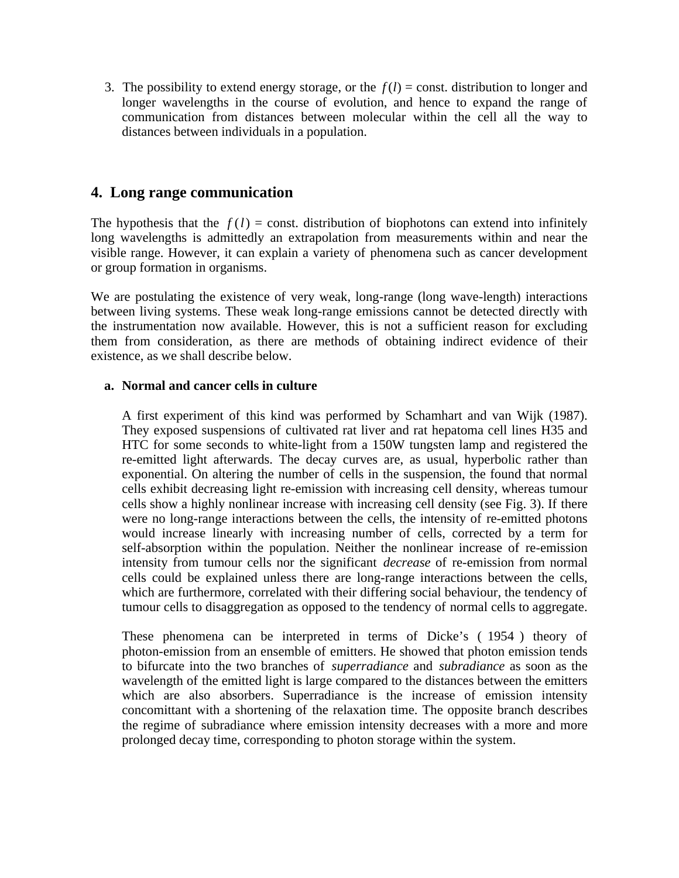3. The possibility to extend energy storage, or the $f(l)$ = const. distribution to longer and longer wavelengths in the course of evolution, and hence to expand the range of communication from distances between molecular within the cell all the way to distances between individuals in a population.

## 4. Long range communication

The hypothesis that the $f(l)$ = const. distribution of biophotons can extend into infinitely long wavelengths is admittedly an extrapolation from measurements within and near the visible range. However, it can explain a variety of phenomena such as cancer development or group formation in organisms.

We are postulating the existence of very weak, long-range (long wave-length) interactions between living systems. These weak long-range emissions cannot be detected directly with the instrumentation now available. However, this is not a sufficient reason for excluding them from consideration, as there are methods of obtaining indirect evidence of their existence, as we shall describe below.

### a. Normal and cancer cells in culture

A first experiment of this kind was performed by Schamhart and van Wijk (1987). They exposed suspensions of cultivated rat liver and rat hepatoma cell lines H35 and HTC for some seconds to white-light from a 150W tungsten lamp and registered the re-emitted light afterwards. The decay curves are, as usual, hyperbolic rather than exponential. On altering the number of cells in the suspension, the found that normal cells exhibit decreasing light re-emission with increasing cell density, whereas tumour cells show a highly nonlinear increase with increasing cell density (see Fig. 3). If there were no long-range interactions between the cells, the intensity of re-emitted photons would increase linearly with increasing number of cells, corrected by a term for self-absorption within the population. Neither the nonlinear increase of re-emission intensity from tumour cells nor the significant *decrease* of re-emission from normal cells could be explained unless there are long-range interactions between the cells, which are furthermore, correlated with their differing social behaviour, the tendency of tumour cells to disaggregation as opposed to the tendency of normal cells to aggregate.

These phenomena can be interpreted in terms of Dicke's ( 1954 ) theory of photon-emission from an ensemble of emitters. He showed that photon emission tends to bifurcate into the two branches of *superradiance* and *subradiance* as soon as the wavelength of the emitted light is large compared to the distances between the emitters which are also absorbers. Superradiance is the increase of emission intensity concomittant with a shortening of the relaxation time. The opposite branch describes the regime of subradiance where emission intensity decreases with a more and more prolonged decay time, corresponding to photon storage within the system.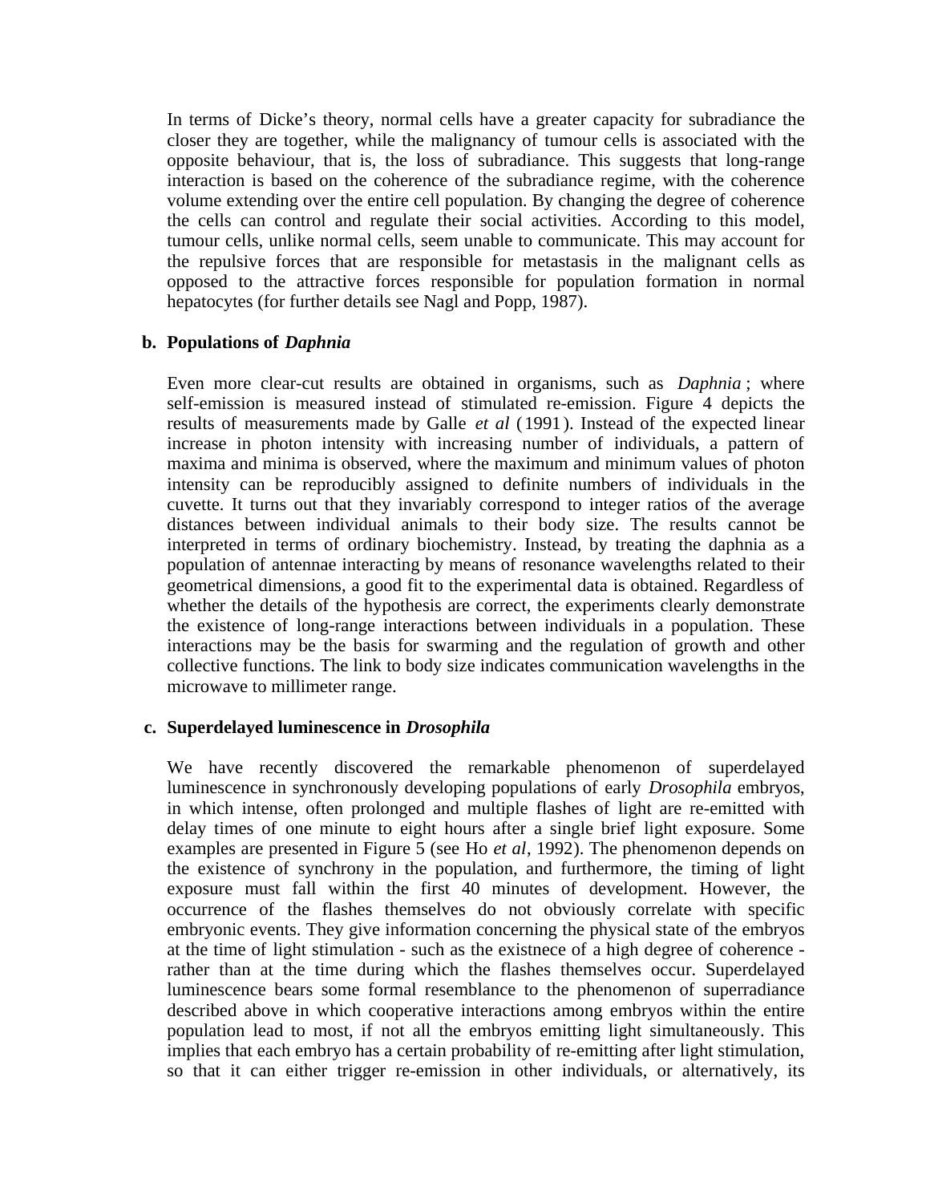In terms of Dicke's theory, normal cells have a greater capacity for subradiance the closer they are together, while the malignancy of tumour cells is associated with the opposite behaviour, that is, the loss of subradiance. This suggests that long-range interaction is based on the coherence of the subradiance regime, with the coherence volume extending over the entire cell population. By changing the degree of coherence the cells can control and regulate their social activities. According to this model, tumour cells, unlike normal cells, seem unable to communicate. This may account for the repulsive forces that are responsible for metastasis in the malignant cells as opposed to the attractive forces responsible for population formation in normal hepatocytes (for further details see Nagl and Popp, 1987).

**b. Populations of *Daphnia***

Even more clear-cut results are obtained in organisms, such as *Daphnia*; where self-emission is measured instead of stimulated re-emission. Figure 4 depicts the results of measurements made by Galle *et al* (1991). Instead of the expected linear increase in photon intensity with increasing number of individuals, a pattern of maxima and minima is observed, where the maximum and minimum values of photon intensity can be reproducibly assigned to definite numbers of individuals in the cuvette. It turns out that they invariably correspond to integer ratios of the average distances between individual animals to their body size. The results cannot be interpreted in terms of ordinary biochemistry. Instead, by treating the daphnia as a population of antennae interacting by means of resonance wavelengths related to their geometrical dimensions, a good fit to the experimental data is obtained. Regardless of whether the details of the hypothesis are correct, the experiments clearly demonstrate the existence of long-range interactions between individuals in a population. These interactions may be the basis for swarming and the regulation of growth and other collective functions. The link to body size indicates communication wavelengths in the microwave to millimeter range.

**c. Superdelayed luminescence in *Drosophila***

We have recently discovered the remarkable phenomenon of superdelayed luminescence in synchronously developing populations of early *Drosophila* embryos, in which intense, often prolonged and multiple flashes of light are re-emitted with delay times of one minute to eight hours after a single brief light exposure. Some examples are presented in Figure 5 (see Ho *et al*, 1992). The phenomenon depends on the existence of synchrony in the population, and furthermore, the timing of light exposure must fall within the first 40 minutes of development. However, the occurrence of the flashes themselves do not obviously correlate with specific embryonic events. They give information concerning the physical state of the embryos at the time of light stimulation - such as the existnece of a high degree of coherence - rather than at the time during which the flashes themselves occur. Superdelayed luminescence bears some formal resemblance to the phenomenon of superradiance described above in which cooperative interactions among embryos within the entire population lead to most, if not all the embryos emitting light simultaneously. This implies that each embryo has a certain probability of re-emitting after light stimulation, so that it can either trigger re-emission in other individuals, or alternatively, its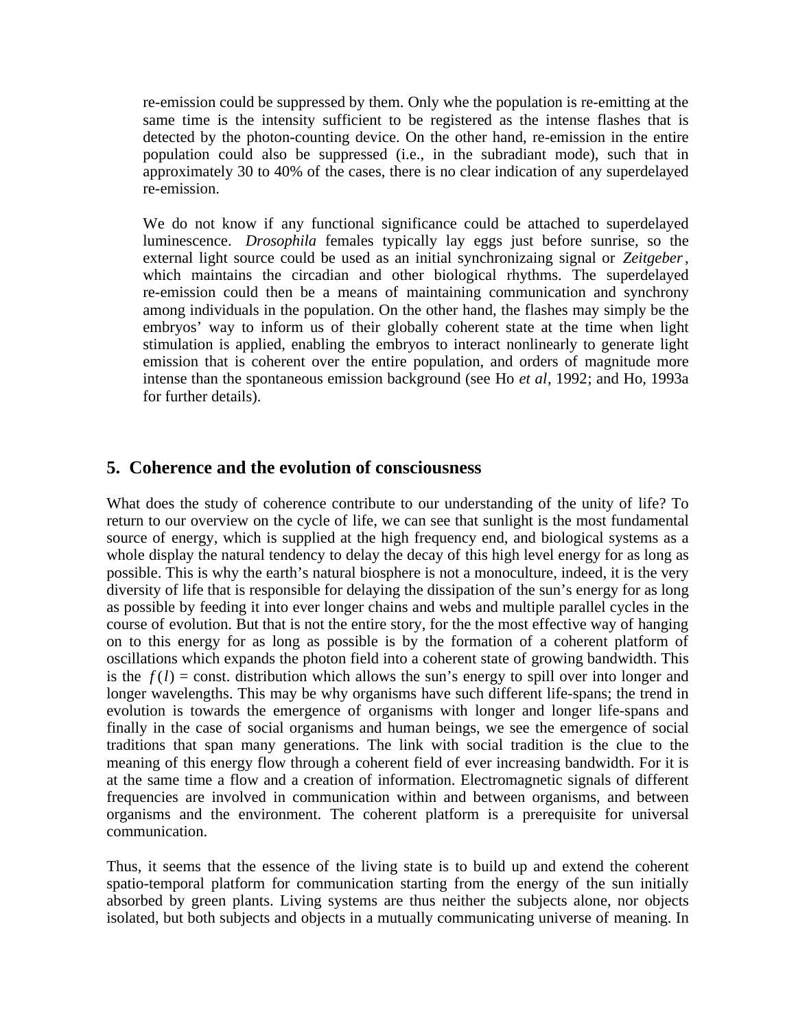re-emission could be suppressed by them. Only whe the population is re-emitting at the same time is the intensity sufficient to be registered as the intense flashes that is detected by the photon-counting device. On the other hand, re-emission in the entire population could also be suppressed (i.e., in the subradiant mode), such that in approximately 30 to 40% of the cases, there is no clear indication of any superdelayed re-emission.

We do not know if any functional significance could be attached to superdelayed luminescence. *Drosophila* females typically lay eggs just before sunrise, so the external light source could be used as an initial synchronizaing signal or *Zeitgeber*, which maintains the circadian and other biological rhythms. The superdelayed re-emission could then be a means of maintaining communication and synchrony among individuals in the population. On the other hand, the flashes may simply be the embryos' way to inform us of their globally coherent state at the time when light stimulation is applied, enabling the embryos to interact nonlinearly to generate light emission that is coherent over the entire population, and orders of magnitude more intense than the spontaneous emission background (see Ho *et al*, 1992; and Ho, 1993a for further details).

## 5. Coherence and the evolution of consciousness

What does the study of coherence contribute to our understanding of the unity of life? To return to our overview on the cycle of life, we can see that sunlight is the most fundamental source of energy, which is supplied at the high frequency end, and biological systems as a whole display the natural tendency to delay the decay of this high level energy for as long as possible. This is why the earth's natural biosphere is not a monoculture, indeed, it is the very diversity of life that is responsible for delaying the dissipation of the sun's energy for as long as possible by feeding it into ever longer chains and webs and multiple parallel cycles in the course of evolution. But that is not the entire story, for the the most effective way of hanging on to this energy for as long as possible is by the formation of a coherent platform of oscillations which expands the photon field into a coherent state of growing bandwidth. This is the $f(l)$ = const. distribution which allows the sun's energy to spill over into longer and longer wavelengths. This may be why organisms have such different life-spans; the trend in evolution is towards the emergence of organisms with longer and longer life-spans and finally in the case of social organisms and human beings, we see the emergence of social traditions that span many generations. The link with social tradition is the clue to the meaning of this energy flow through a coherent field of ever increasing bandwidth. For it is at the same time a flow and a creation of information. Electromagnetic signals of different frequencies are involved in communication within and between organisms, and between organisms and the environment. The coherent platform is a prerequisite for universal communication.

Thus, it seems that the essence of the living state is to build up and extend the coherent spatio-temporal platform for communication starting from the energy of the sun initially absorbed by green plants. Living systems are thus neither the subjects alone, nor objects isolated, but both subjects and objects in a mutually communicating universe of meaning. In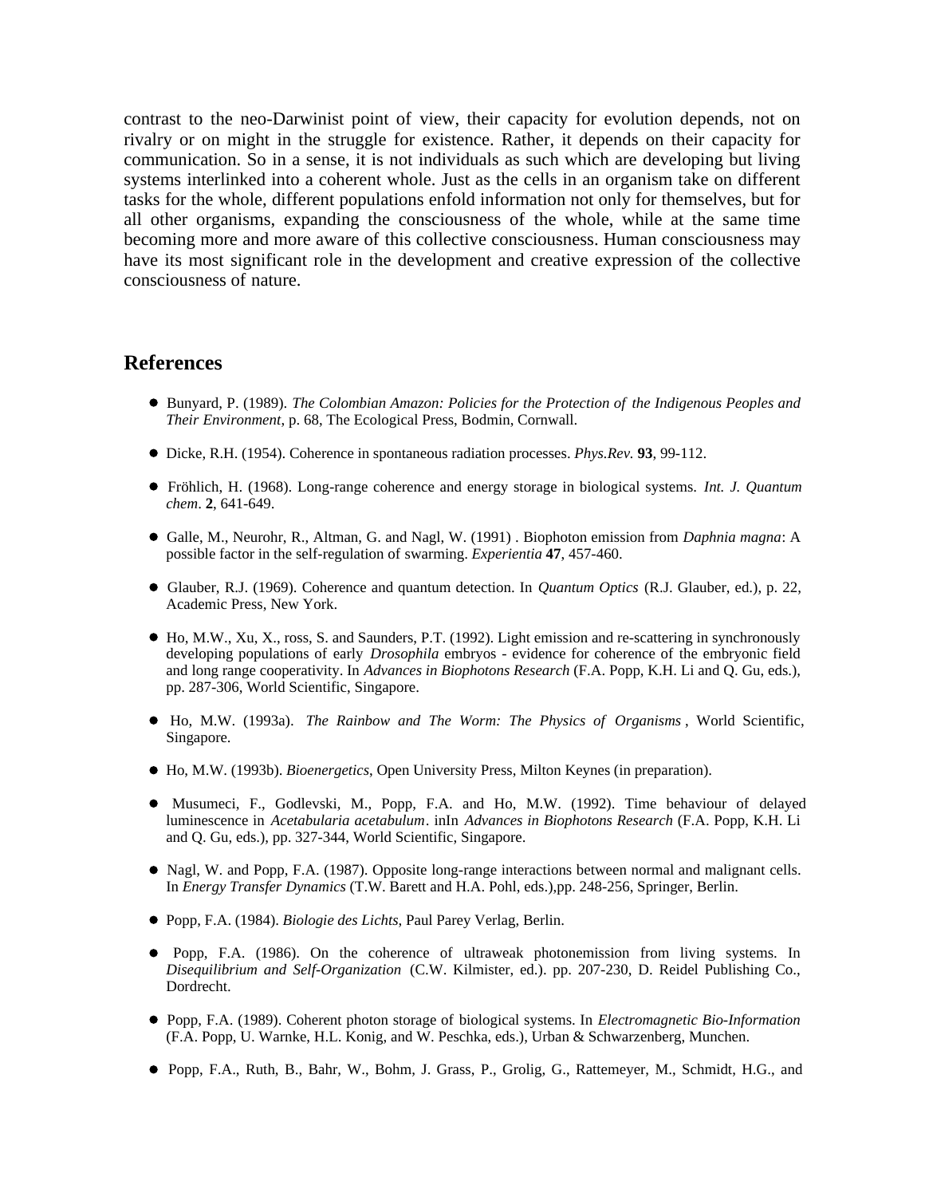contrast to the neo-Darwinist point of view, their capacity for evolution depends, not on rivalry or on might in the struggle for existence. Rather, it depends on their capacity for communication. So in a sense, it is not individuals as such which are developing but living systems interlinked into a coherent whole. Just as the cells in an organism take on different tasks for the whole, different populations enfold information not only for themselves, but for all other organisms, expanding the consciousness of the whole, while at the same time becoming more and more aware of this collective consciousness. Human consciousness may have its most significant role in the development and creative expression of the collective consciousness of nature.

## References

- Bunyard, P. (1989). *The Colombian Amazon: Policies for the Protection of the Indigenous Peoples and Their Environment*, p. 68, The Ecological Press, Bodmin, Cornwall.
- Dicke, R.H. (1954). Coherence in spontaneous radiation processes. *Phys.Rev.* **93**, 99-112.
- Fröhlich, H. (1968). Long-range coherence and energy storage in biological systems. *Int. J. Quantum chem*. **2**, 641-649.
- Galle, M., Neurohr, R., Altman, G. and Nagl, W. (1991) . Biophoton emission from *Daphnia magna*: A possible factor in the self-regulation of swarming. *Experientia* **47**, 457-460.
- Glauber, R.J. (1969). Coherence and quantum detection. In *Quantum Optics* (R.J. Glauber, ed.), p. 22, Academic Press, New York.
- Ho, M.W., Xu, X., ross, S. and Saunders, P.T. (1992). Light emission and re-scattering in synchronously developing populations of early *Drosophila* embryos - evidence for coherence of the embryonic field and long range cooperativity. In *Advances in Biophotons Research* (F.A. Popp, K.H. Li and Q. Gu, eds.), pp. 287-306, World Scientific, Singapore.
- Ho, M.W. (1993a). *The Rainbow and The Worm: The Physics of Organisms*, World Scientific, Singapore.
- Ho, M.W. (1993b). *Bioenergetics*, Open University Press, Milton Keynes (in preparation).
- Musumeci, F., Godlevski, M., Popp, F.A. and Ho, M.W. (1992). Time behaviour of delayed luminescence in *Acetabularia acetabulum*. inIn *Advances in Biophotons Research* (F.A. Popp, K.H. Li and Q. Gu, eds.), pp. 327-344, World Scientific, Singapore.
- Nagl, W. and Popp, F.A. (1987). Opposite long-range interactions between normal and malignant cells. In *Energy Transfer Dynamics* (T.W. Barett and H.A. Pohl, eds.),pp. 248-256, Springer, Berlin.
- Popp, F.A. (1984). *Biologie des Lichts*, Paul Parey Verlag, Berlin.
- Popp, F.A. (1986). On the coherence of ultraweak photonemission from living systems. In *Disequilibrium and Self-Organization* (C.W. Kilmister, ed.). pp. 207-230, D. Reidel Publishing Co., Dordrecht.
- Popp, F.A. (1989). Coherent photon storage of biological systems. In *Electromagnetic Bio-Information* (F.A. Popp, U. Warnke, H.L. Konig, and W. Peschka, eds.), Urban & Schwarzenberg, Munchen.
- Popp, F.A., Ruth, B., Bahr, W., Bohm, J. Grass, P., Grolig, G., Rattemeyer, M., Schmidt, H.G., and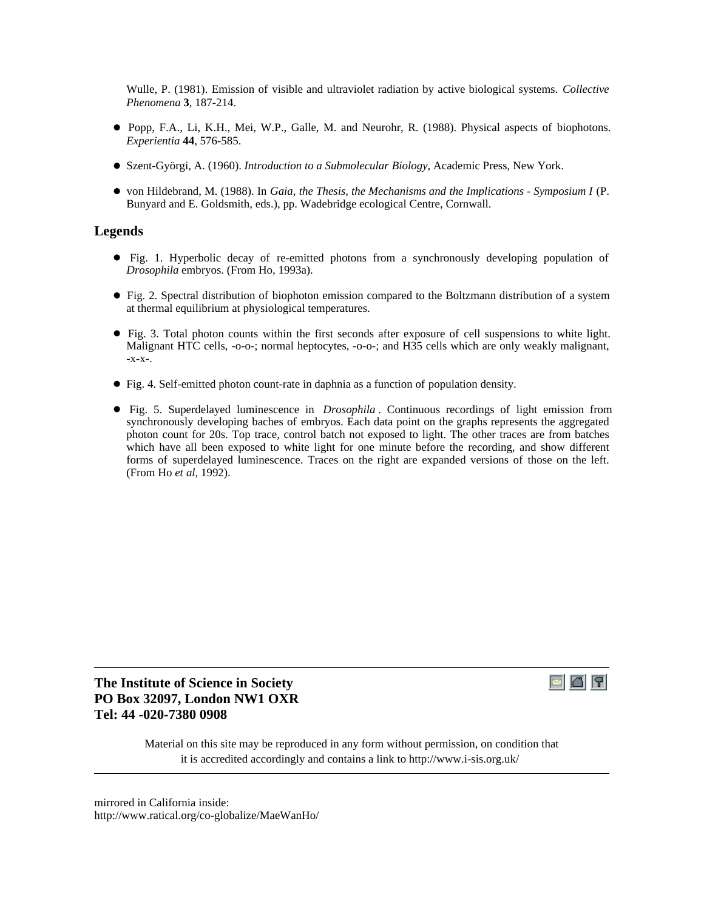Wulle, P. (1981). Emission of visible and ultraviolet radiation by active biological systems. *Collective Phenomena* **3**, 187-214.

- Popp, F.A., Li, K.H., Mei, W.P., Galle, M. and Neurohr, R. (1988). Physical aspects of biophotons. *Experientia* **44**, 576-585.
- Szent-Györgi, A. (1960). *Introduction to a Submolecular Biology,* Academic Press, New York.
- von Hildebrand, M. (1988). In *Gaia, the Thesis, the Mechanisms and the Implications - Symposium I* (P. Bunyard and E. Goldsmith, eds.), pp. Wadebridge ecological Centre, Cornwall.

## Legends

- Fig. 1. Hyperbolic decay of re-emitted photons from a synchronously developing population of *Drosophila* embryos. (From Ho, 1993a).
- Fig. 2. Spectral distribution of biophoton emission compared to the Boltzmann distribution of a system at thermal equilibrium at physiological temperatures.
- Fig. 3. Total photon counts within the first seconds after exposure of cell suspensions to white light. Malignant HTC cells, -o-o-; normal heptocytes, -o-o-; and H35 cells which are only weakly malignant, -x-x-.
- Fig. 4. Self-emitted photon count-rate in daphnia as a function of population density.
- Fig. 5. Superdelayed luminescence in *Drosophila* . Continuous recordings of light emission from synchronously developing baches of embryos. Each data point on the graphs represents the aggregated photon count for 20s. Top trace, control batch not exposed to light. The other traces are from batches which have all been exposed to white light for one minute before the recording, and show different forms of superdelayed luminescence. Traces on the right are expanded versions of those on the left. (From Ho *et al*, 1992).

---

**The Institute of Science in Society**
**PO Box 32097, London NW1 OXR**
**Tel: 44 -020-7380 0908**

Material on this site may be reproduced in any form without permission, on condition that it is accredited accordingly and contains a link to http://www.i-sis.org.uk/

---

mirrored in California inside:
http://www.ratical.org/co-globalize/MaeWanHo/